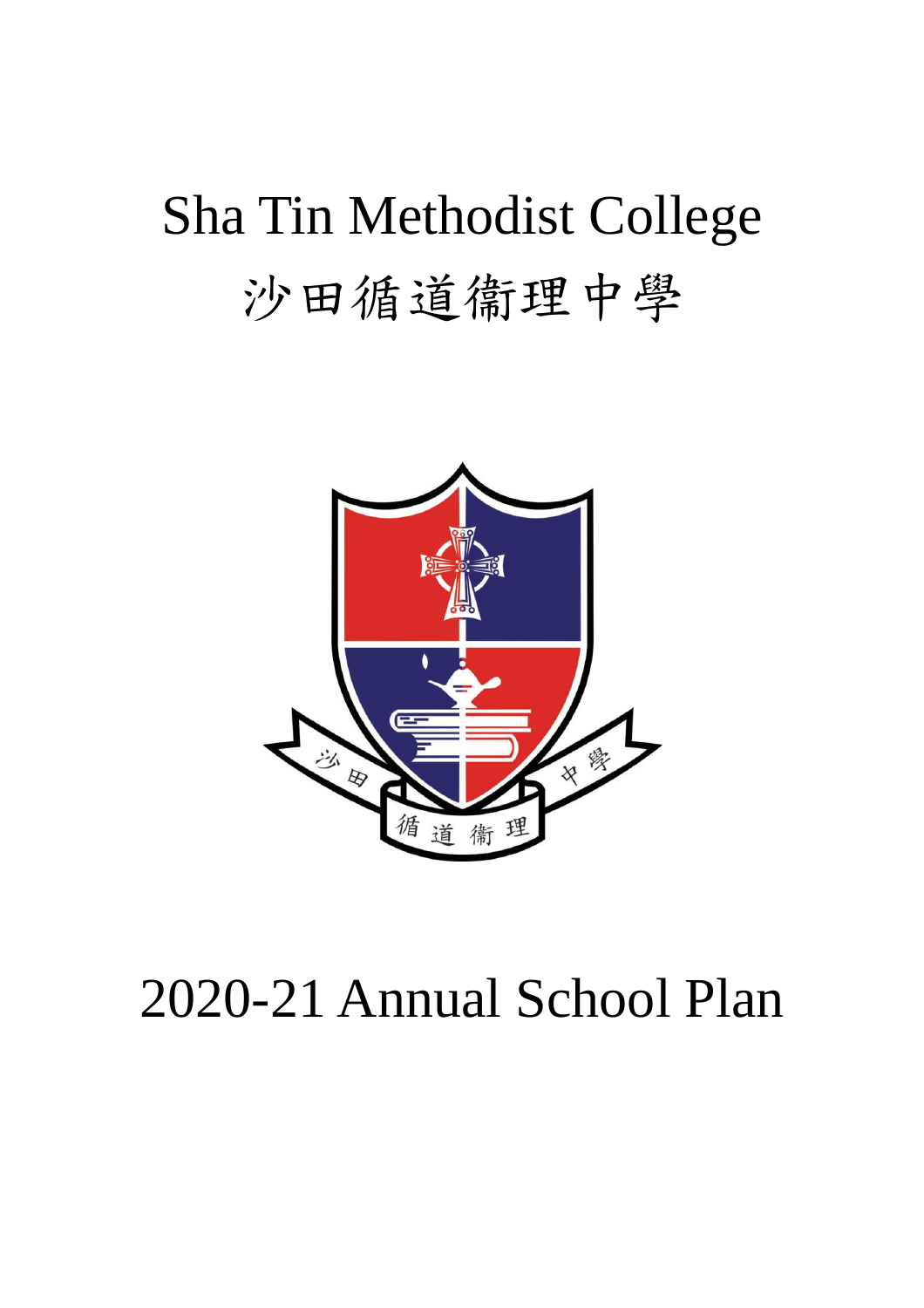# Sha Tin Methodist College

# 沙田循道衛理中學

# 2020-21 Annual School Plan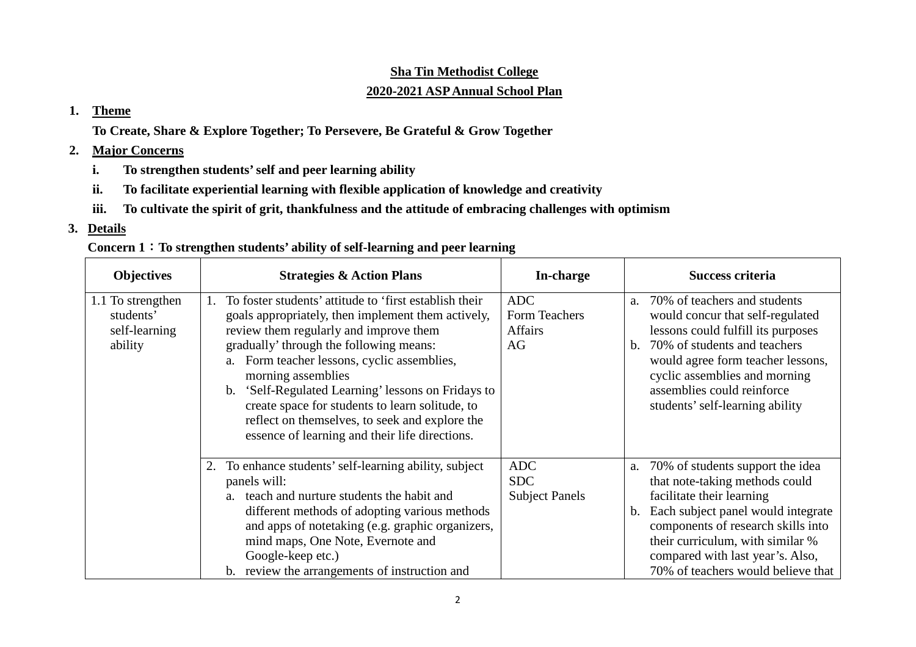**Sha Tin Methodist College**

**2020-2021 ASP Annual School Plan**

## 1. Theme

**To Create, Share & Explore Together; To Persevere, Be Grateful & Grow Together**

## 2. Major Concerns

- **i. To strengthen students' self and peer learning ability**
- **ii. To facilitate experiential learning with flexible application of knowledge and creativity**
- **iii. To cultivate the spirit of grit, thankfulness and the attitude of embracing challenges with optimism**

## 3. Details

**Concern 1：To strengthen students' ability of self-learning and peer learning**

| Objectives | Strategies & Action Plans | In-charge | Success criteria |
|---|---|---|---|
| 1.1 To strengthen students' self-learning ability | 1. To foster students' attitude to 'first establish their goals appropriately, then implement them actively, review them regularly and improve them gradually' through the following means:<br>a. Form teacher lessons, cyclic assemblies, morning assemblies<br>b. 'Self-Regulated Learning' lessons on Fridays to create space for students to learn solitude, to reflect on themselves, to seek and explore the essence of learning and their life directions. | ADC<br>Form Teachers<br>Affairs<br>AG | a. 70% of teachers and students would concur that self-regulated lessons could fulfill its purposes<br>b. 70% of students and teachers would agree form teacher lessons, cyclic assemblies and morning assemblies could reinforce students' self-learning ability |
| | 2. To enhance students' self-learning ability, subject panels will:<br>a. teach and nurture students the habit and different methods of adopting various methods and apps of notetaking (e.g. graphic organizers, mind maps, One Note, Evernote and Google-keep etc.)<br>b. review the arrangements of instruction and | ADC<br>SDC<br>Subject Panels | a. 70% of students support the idea that note-taking methods could facilitate their learning<br>b. Each subject panel would integrate components of research skills into their curriculum, with similar % compared with last year's. Also, 70% of teachers would believe that |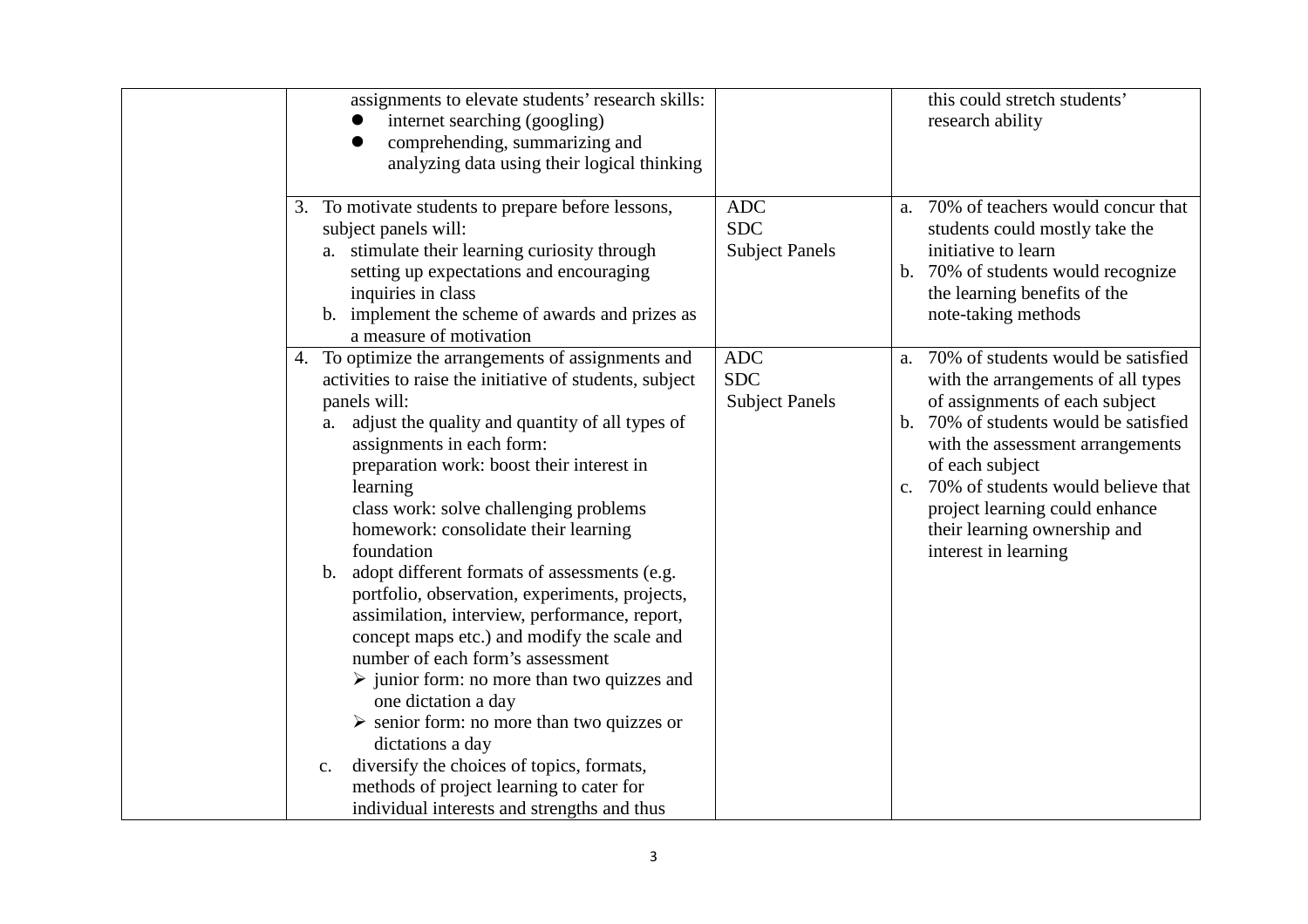| | | | |
|---|---|---|---|
| | assignments to elevate students' research skills:<br>● internet searching (googling)<br>● comprehending, summarizing and analyzing data using their logical thinking | | this could stretch students' research ability |
| | 3. To motivate students to prepare before lessons, subject panels will:<br>a. stimulate their learning curiosity through setting up expectations and encouraging inquiries in class<br>b. implement the scheme of awards and prizes as a measure of motivation | ADC<br>SDC<br>Subject Panels | a. 70% of teachers would concur that students could mostly take the initiative to learn<br>b. 70% of students would recognize the learning benefits of the note-taking methods |
| | 4. To optimize the arrangements of assignments and activities to raise the initiative of students, subject panels will:<br>a. adjust the quality and quantity of all types of assignments in each form:<br>preparation work: boost their interest in learning<br>class work: solve challenging problems<br>homework: consolidate their learning foundation<br>b. adopt different formats of assessments (e.g. portfolio, observation, experiments, projects, assimilation, interview, performance, report, concept maps etc.) and modify the scale and number of each form's assessment<br>➢ junior form: no more than two quizzes and one dictation a day<br>➢ senior form: no more than two quizzes or dictations a day<br>c. diversify the choices of topics, formats, methods of project learning to cater for individual interests and strengths and thus | ADC<br>SDC<br>Subject Panels | a. 70% of students would be satisfied with the arrangements of all types of assignments of each subject<br>b. 70% of students would be satisfied with the assessment arrangements of each subject<br>c. 70% of students would believe that project learning could enhance their learning ownership and interest in learning |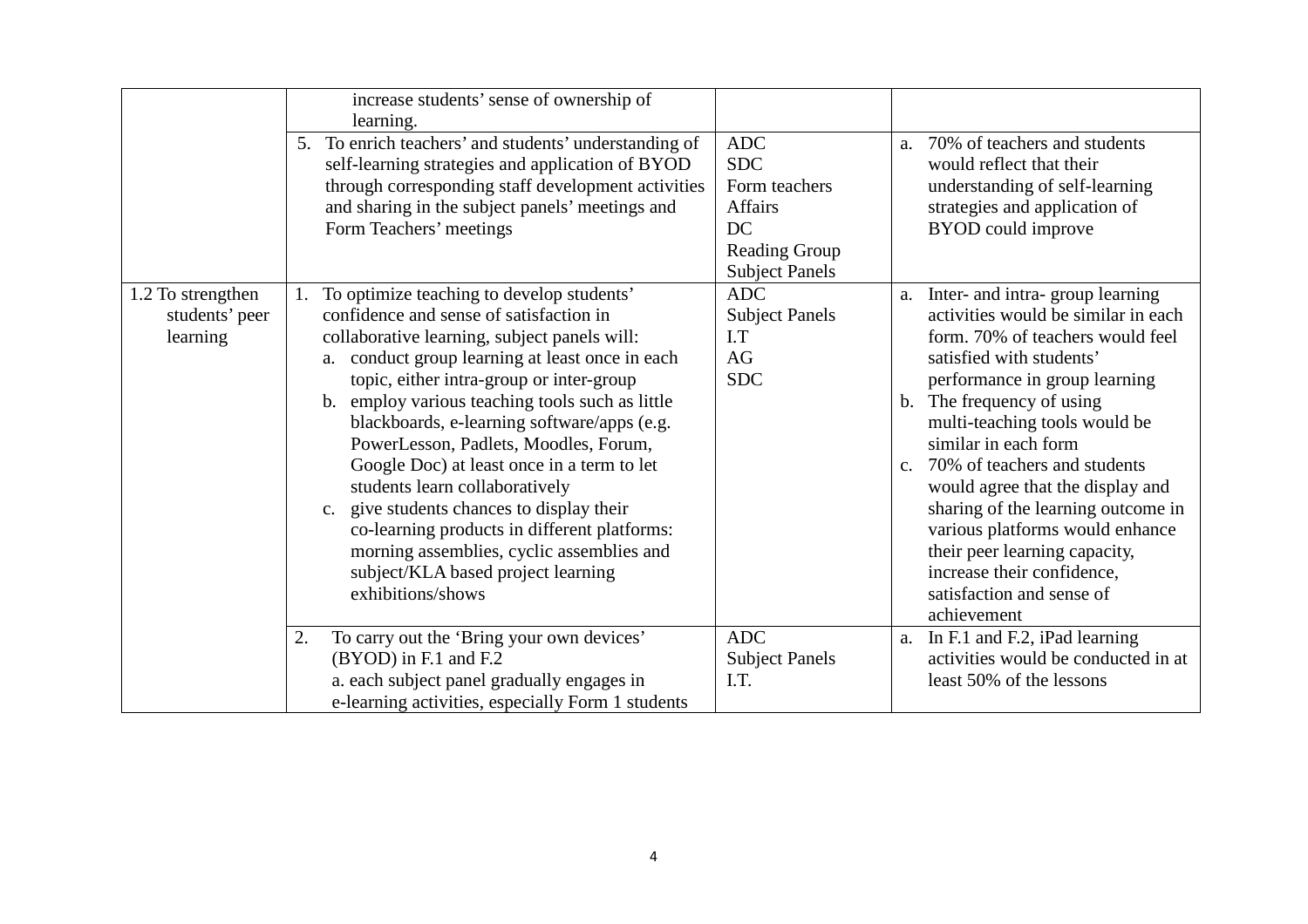| | | | |
|---|---|---|---|
| | increase students' sense of ownership of learning. | | |
| | 5. To enrich teachers' and students' understanding of self-learning strategies and application of BYOD through corresponding staff development activities and sharing in the subject panels' meetings and Form Teachers' meetings | ADC<br>SDC<br>Form teachers<br>Affairs<br>DC<br>Reading Group<br>Subject Panels | a. 70% of teachers and students would reflect that their understanding of self-learning strategies and application of BYOD could improve |
| 1.2 To strengthen students' peer learning | 1. To optimize teaching to develop students' confidence and sense of satisfaction in collaborative learning, subject panels will:<br>a. conduct group learning at least once in each topic, either intra-group or inter-group<br>b. employ various teaching tools such as little blackboards, e-learning software/apps (e.g. PowerLesson, Padlets, Moodles, Forum, Google Doc) at least once in a term to let students learn collaboratively<br>c. give students chances to display their co-learning products in different platforms: morning assemblies, cyclic assemblies and subject/KLA based project learning exhibitions/shows | ADC<br>Subject Panels<br>I.T<br>AG<br>SDC | a. Inter- and intra- group learning activities would be similar in each form. 70% of teachers would feel satisfied with students' performance in group learning<br>b. The frequency of using multi-teaching tools would be similar in each form<br>c. 70% of teachers and students would agree that the display and sharing of the learning outcome in various platforms would enhance their peer learning capacity, increase their confidence, satisfaction and sense of achievement |
| | 2. To carry out the 'Bring your own devices' (BYOD) in F.1 and F.2<br>a. each subject panel gradually engages in e-learning activities, especially Form 1 students | ADC<br>Subject Panels<br>I.T. | a. In F.1 and F.2, iPad learning activities would be conducted in at least 50% of the lessons |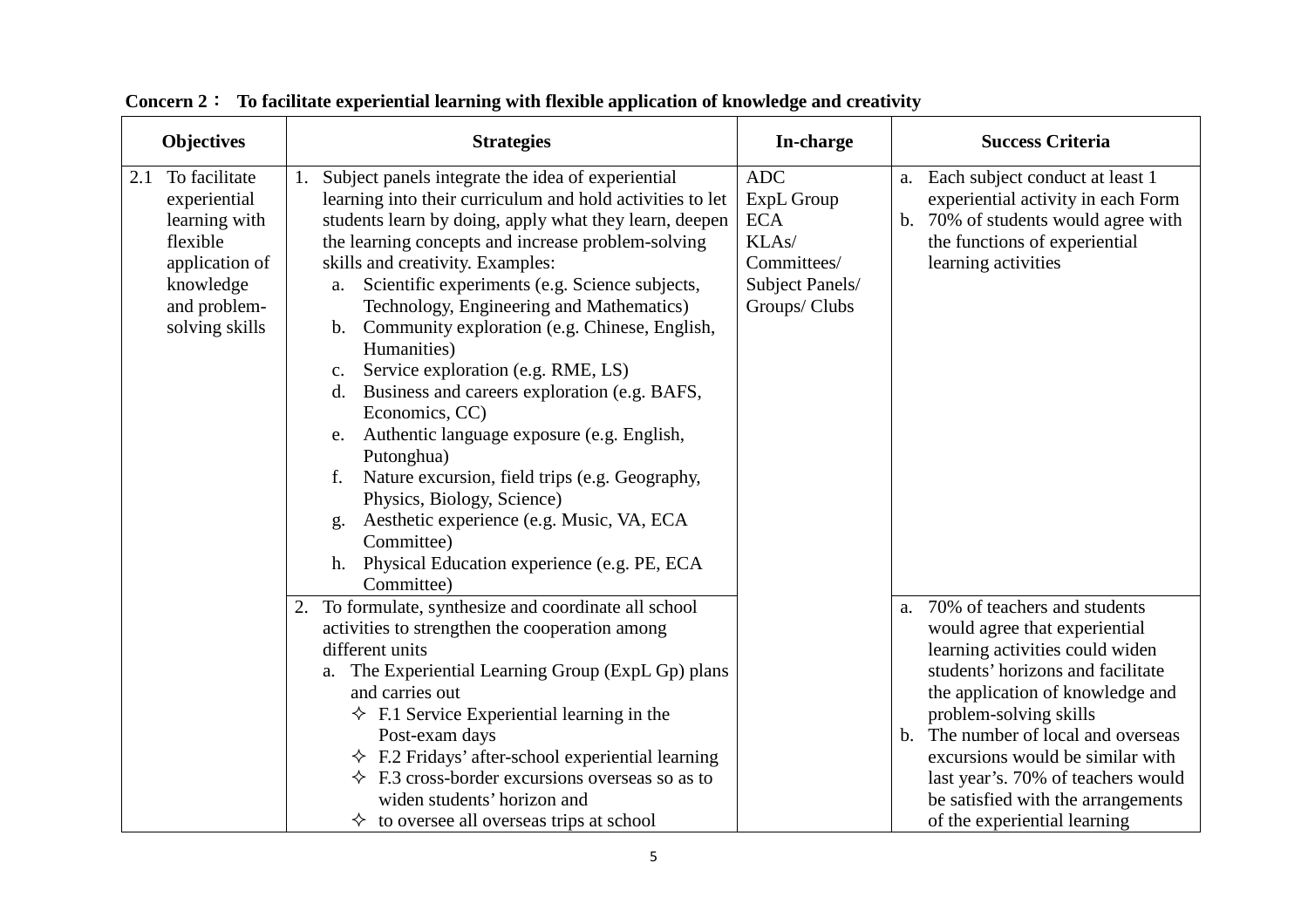**Concern 2： To facilitate experiential learning with flexible application of knowledge and creativity**

| Objectives | Strategies | In-charge | Success Criteria |
|---|---|---|---|
| 2.1 To facilitate experiential learning with flexible application of knowledge and problem-solving skills | 1. Subject panels integrate the idea of experiential learning into their curriculum and hold activities to let students learn by doing, apply what they learn, deepen the learning concepts and increase problem-solving skills and creativity. Examples:<br>a. Scientific experiments (e.g. Science subjects, Technology, Engineering and Mathematics)<br>b. Community exploration (e.g. Chinese, English, Humanities)<br>c. Service exploration (e.g. RME, LS)<br>d. Business and careers exploration (e.g. BAFS, Economics, CC)<br>e. Authentic language exposure (e.g. English, Putonghua)<br>f. Nature excursion, field trips (e.g. Geography, Physics, Biology, Science)<br>g. Aesthetic experience (e.g. Music, VA, ECA Committee)<br>h. Physical Education experience (e.g. PE, ECA Committee) | ADC<br>ExpL Group<br>ECA<br>KLAs/<br>Committees/<br>Subject Panels/<br>Groups/ Clubs | a. Each subject conduct at least 1 experiential activity in each Form<br>b. 70% of students would agree with the functions of experiential learning activities |
| | 2. To formulate, synthesize and coordinate all school activities to strengthen the cooperation among different units<br>a. The Experiential Learning Group (ExpL Gp) plans and carries out<br>✧ F.1 Service Experiential learning in the Post-exam days<br>✧ F.2 Fridays' after-school experiential learning<br>✧ F.3 cross-border excursions overseas so as to widen students' horizon and<br>✧ to oversee all overseas trips at school | | a. 70% of teachers and students would agree that experiential learning activities could widen students' horizons and facilitate the application of knowledge and problem-solving skills<br>b. The number of local and overseas excursions would be similar with last year's. 70% of teachers would be satisfied with the arrangements of the experiential learning |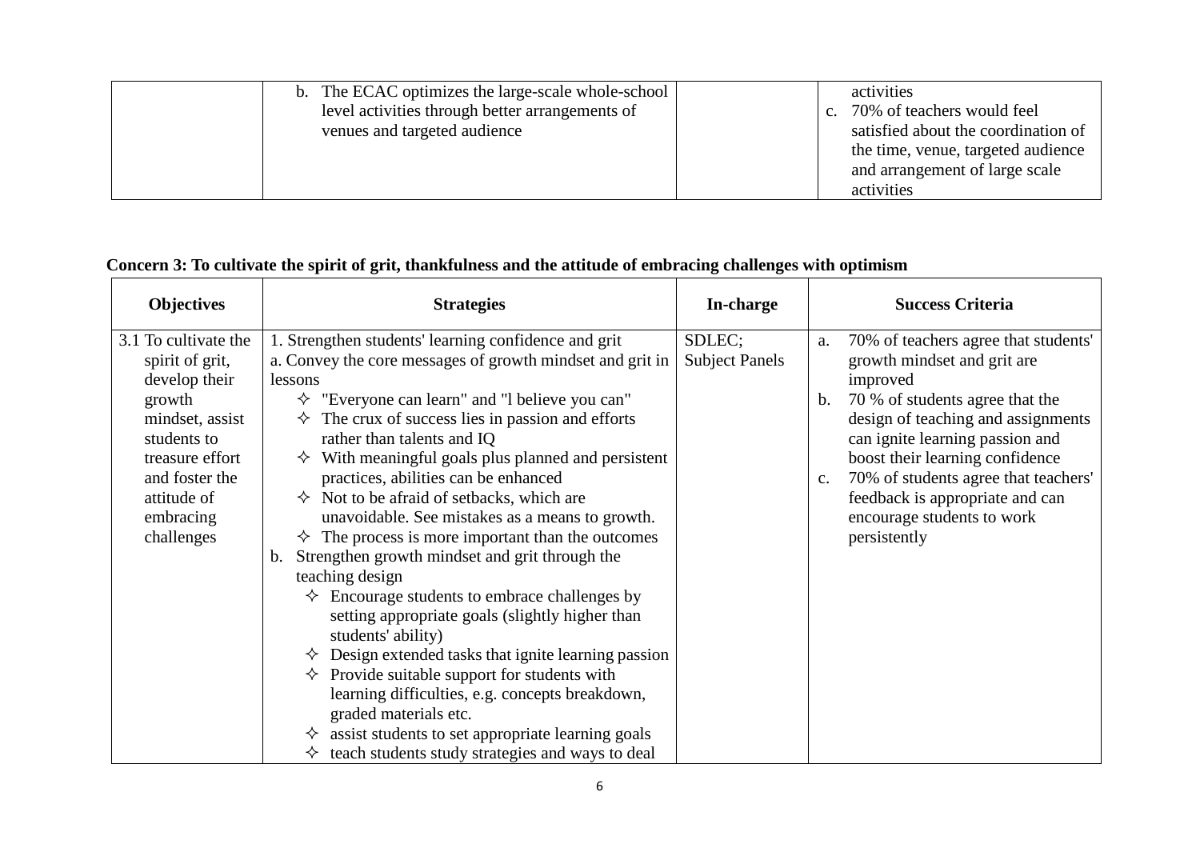| | | | |
|---|---|---|---|
| | b. The ECAC optimizes the large-scale whole-school level activities through better arrangements of venues and targeted audience | | activities<br>c. 70% of teachers would feel satisfied about the coordination of the time, venue, targeted audience and arrangement of large scale activities |

**Concern 3: To cultivate the spirit of grit, thankfulness and the attitude of embracing challenges with optimism**

| Objectives | Strategies | In-charge | Success Criteria |
|---|---|---|---|
| 3.1 To cultivate the spirit of grit, develop their growth mindset, assist students to treasure effort and foster the attitude of embracing challenges | 1. Strengthen students' learning confidence and grit<br>a. Convey the core messages of growth mindset and grit in lessons<br>✧ "Everyone can learn" and "l believe you can"<br>✧ The crux of success lies in passion and efforts rather than talents and IQ<br>✧ With meaningful goals plus planned and persistent practices, abilities can be enhanced<br>✧ Not to be afraid of setbacks, which are unavoidable. See mistakes as a means to growth.<br>✧ The process is more important than the outcomes<br>b. Strengthen growth mindset and grit through the teaching design<br>✧ Encourage students to embrace challenges by setting appropriate goals (slightly higher than students' ability)<br>✧ Design extended tasks that ignite learning passion<br>✧ Provide suitable support for students with learning difficulties, e.g. concepts breakdown, graded materials etc.<br>✧ assist students to set appropriate learning goals<br>✧ teach students study strategies and ways to deal | SDLEC;<br>Subject Panels | a. 70% of teachers agree that students' growth mindset and grit are improved<br>b. 70 % of students agree that the design of teaching and assignments can ignite learning passion and boost their learning confidence<br>c. 70% of students agree that teachers' feedback is appropriate and can encourage students to work persistently |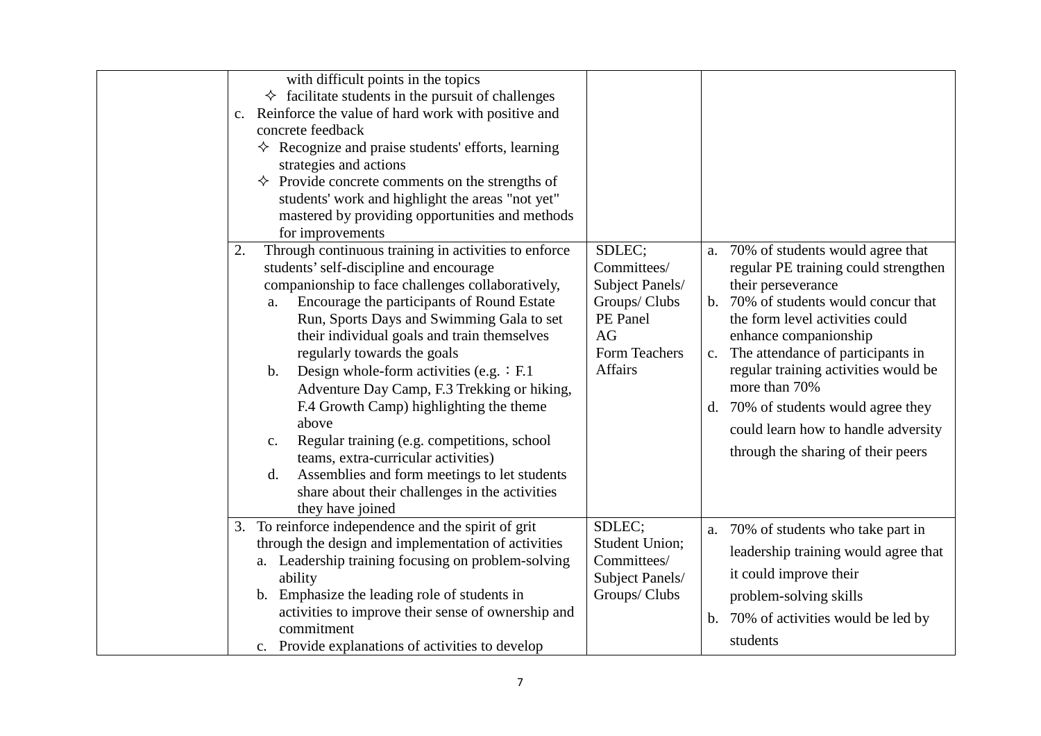| | | | |
|---|---|---|---|
| | with difficult points in the topics<br>✧ facilitate students in the pursuit of challenges<br>c. Reinforce the value of hard work with positive and concrete feedback<br>✧ Recognize and praise students' efforts, learning strategies and actions<br>✧ Provide concrete comments on the strengths of students' work and highlight the areas "not yet" mastered by providing opportunities and methods for improvements | | |
| | 2. Through continuous training in activities to enforce students' self-discipline and encourage companionship to face challenges collaboratively,<br>a. Encourage the participants of Round Estate Run, Sports Days and Swimming Gala to set their individual goals and train themselves regularly towards the goals<br>b. Design whole-form activities (e.g.：F.1 Adventure Day Camp, F.3 Trekking or hiking, F.4 Growth Camp) highlighting the theme above<br>c. Regular training (e.g. competitions, school teams, extra-curricular activities)<br>d. Assemblies and form meetings to let students share about their challenges in the activities they have joined | SDLEC;<br>Committees/ Subject Panels/ Groups/ Clubs<br>PE Panel<br>AG<br>Form Teachers<br>Affairs | a. 70% of students would agree that regular PE training could strengthen their perseverance<br>b. 70% of students would concur that the form level activities could enhance companionship<br>c. The attendance of participants in regular training activities would be more than 70%<br>d. 70% of students would agree they could learn how to handle adversity through the sharing of their peers |
| | 3. To reinforce independence and the spirit of grit through the design and implementation of activities<br>a. Leadership training focusing on problem-solving ability<br>b. Emphasize the leading role of students in activities to improve their sense of ownership and commitment<br>c. Provide explanations of activities to develop | SDLEC;<br>Student Union;<br>Committees/ Subject Panels/ Groups/ Clubs | a. 70% of students who take part in leadership training would agree that it could improve their problem-solving skills<br>b. 70% of activities would be led by students |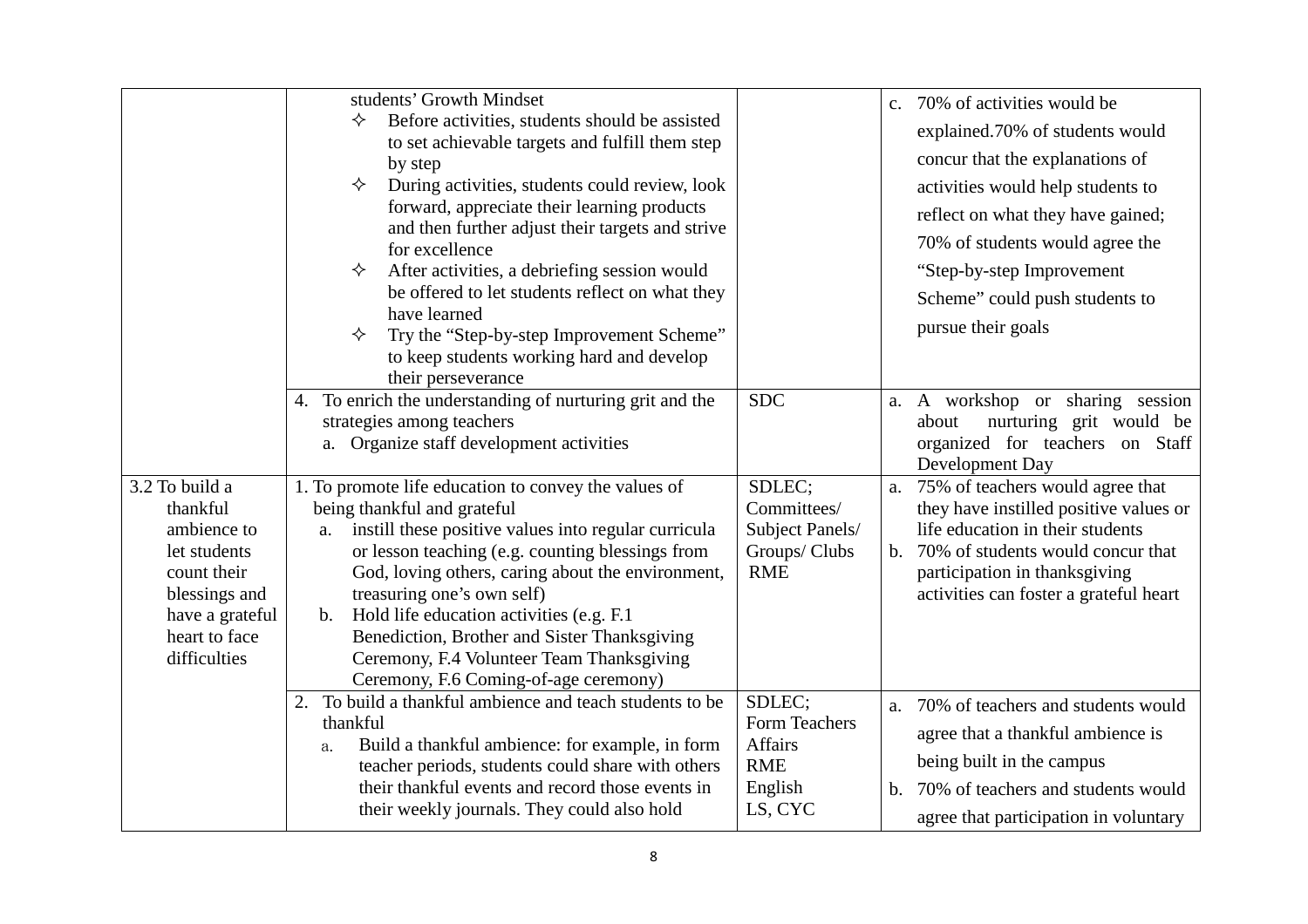| | | | |
|---|---|---|---|
| | students' Growth Mindset<br>✧ Before activities, students should be assisted to set achievable targets and fulfill them step by step<br>✧ During activities, students could review, look forward, appreciate their learning products and then further adjust their targets and strive for excellence<br>✧ After activities, a debriefing session would be offered to let students reflect on what they have learned<br>✧ Try the "Step-by-step Improvement Scheme" to keep students working hard and develop their perseverance | | c. 70% of activities would be explained.70% of students would concur that the explanations of activities would help students to reflect on what they have gained; 70% of students would agree the "Step-by-step Improvement Scheme" could push students to pursue their goals |
| | 4. To enrich the understanding of nurturing grit and the strategies among teachers<br>a. Organize staff development activities | SDC | a. A workshop or sharing session about nurturing grit would be organized for teachers on Staff Development Day |
| 3.2 To build a thankful ambience to let students count their blessings and have a grateful heart to face difficulties | 1. To promote life education to convey the values of being thankful and grateful<br>a. instill these positive values into regular curricula or lesson teaching (e.g. counting blessings from God, loving others, caring about the environment, treasuring one's own self)<br>b. Hold life education activities (e.g. F.1 Benediction, Brother and Sister Thanksgiving Ceremony, F.4 Volunteer Team Thanksgiving Ceremony, F.6 Coming-of-age ceremony) | SDLEC;<br>Committees/ Subject Panels/ Groups/ Clubs<br>RME | a. 75% of teachers would agree that they have instilled positive values or life education in their students<br>b. 70% of students would concur that participation in thanksgiving activities can foster a grateful heart |
| | 2. To build a thankful ambience and teach students to be thankful<br>a. Build a thankful ambience: for example, in form teacher periods, students could share with others their thankful events and record those events in their weekly journals. They could also hold | SDLEC;<br>Form Teachers<br>Affairs<br>RME<br>English<br>LS, CYC | a. 70% of teachers and students would agree that a thankful ambience is being built in the campus<br>b. 70% of teachers and students would agree that participation in voluntary |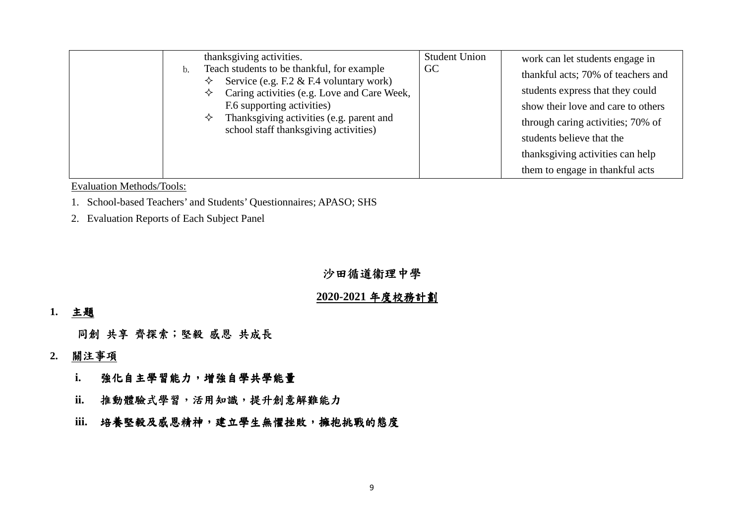| | | | |
|---|---|---|---|
| | thanksgiving activities.<br>b. Teach students to be thankful, for example<br>✧ Service (e.g. F.2 & F.4 voluntary work)<br>✧ Caring activities (e.g. Love and Care Week, F.6 supporting activities)<br>✧ Thanksgiving activities (e.g. parent and school staff thanksgiving activities) | Student Union<br>GC | work can let students engage in thankful acts; 70% of teachers and students express that they could show their love and care to others through caring activities; 70% of students believe that the thanksgiving activities can help them to engage in thankful acts |

Evaluation Methods/Tools:

1. School-based Teachers' and Students' Questionnaires; APASO; SHS
2. Evaluation Reports of Each Subject Panel

# 沙田循道衛理中學

## 2020-2021 年度校務計劃

**1. 主題**

**同創 共享 齊探索；堅毅 感恩 共成長**

**2. 關注事項**

**i. 強化自主學習能力，增強自學共學能量**

**ii. 推動體驗式學習，活用知識，提升創意解難能力**

**iii. 培養堅毅及感恩精神，建立學生無懼挫敗，擁抱挑戰的態度**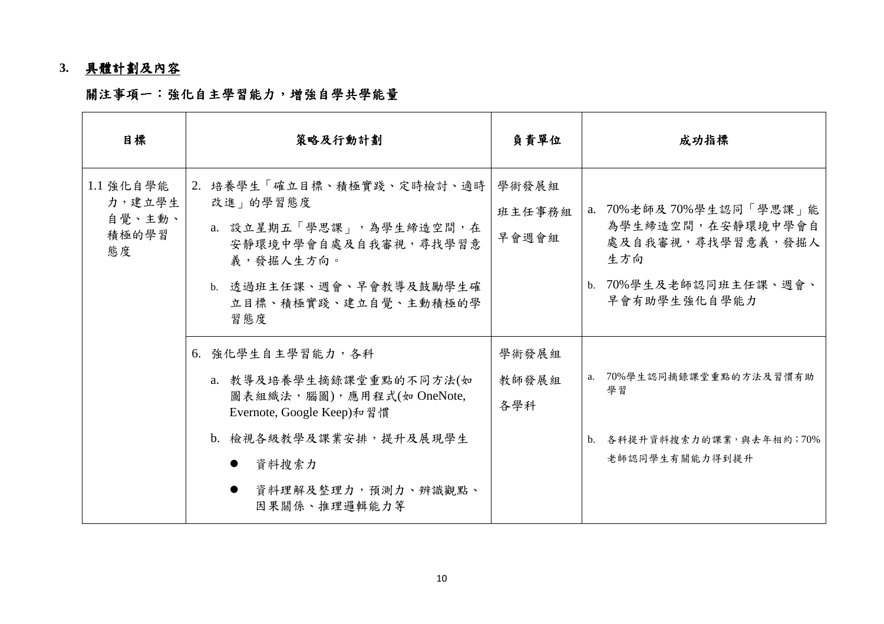## 3. 具體計劃及內容

### 關注事項一：強化自主學習能力，增強自學共學能量

| 目標 | 策略及行動計劃 | 負責單位 | 成功指標 |
|---|---|---|---|
| 1.1 強化自學能力，建立學生自覺、主動、積極的學習態度 | 2. 培養學生「確立目標、積極實踐、定時檢討、適時改進」的學習態度<br>a. 設立星期五「學思課」，為學生締造空間，在安靜環境中學會自處及自我審視，尋找學習意義，發掘人生方向。<br>b. 透過班主任課、週會、早會教導及鼓勵學生確立目標、積極實踐、建立自覺、主動積極的學習態度 | 學術發展組<br>班主任事務組<br>早會週會組 | a. 70%老師及 70%學生認同「學思課」能為學生締造空間，在安靜環境中學會自處及自我審視，尋找學習意義，發掘人生方向<br>b. 70%學生及老師認同班主任課、週會、早會有助學生強化自學能力 |
| | 6. 強化學生自主學習能力，各科<br>a. 教導及培養學生摘錄課堂重點的不同方法(如圖表組織法，腦圖)，應用程式(如 OneNote, Evernote, Google Keep)和習慣<br>b. 檢視各級教學及課業安排，提升及展現學生<br>● 資料搜索力<br>● 資料理解及整理力，預測力、辨識觀點、因果關係、推理邏輯能力等 | 學術發展組<br>教師發展組<br>各學科 | a. 70%學生認同摘錄課堂重點的方法及習慣有助學習<br>b. 各科提升資料搜索力的課業，與去年相約；70%老師認同學生有關能力得到提升 |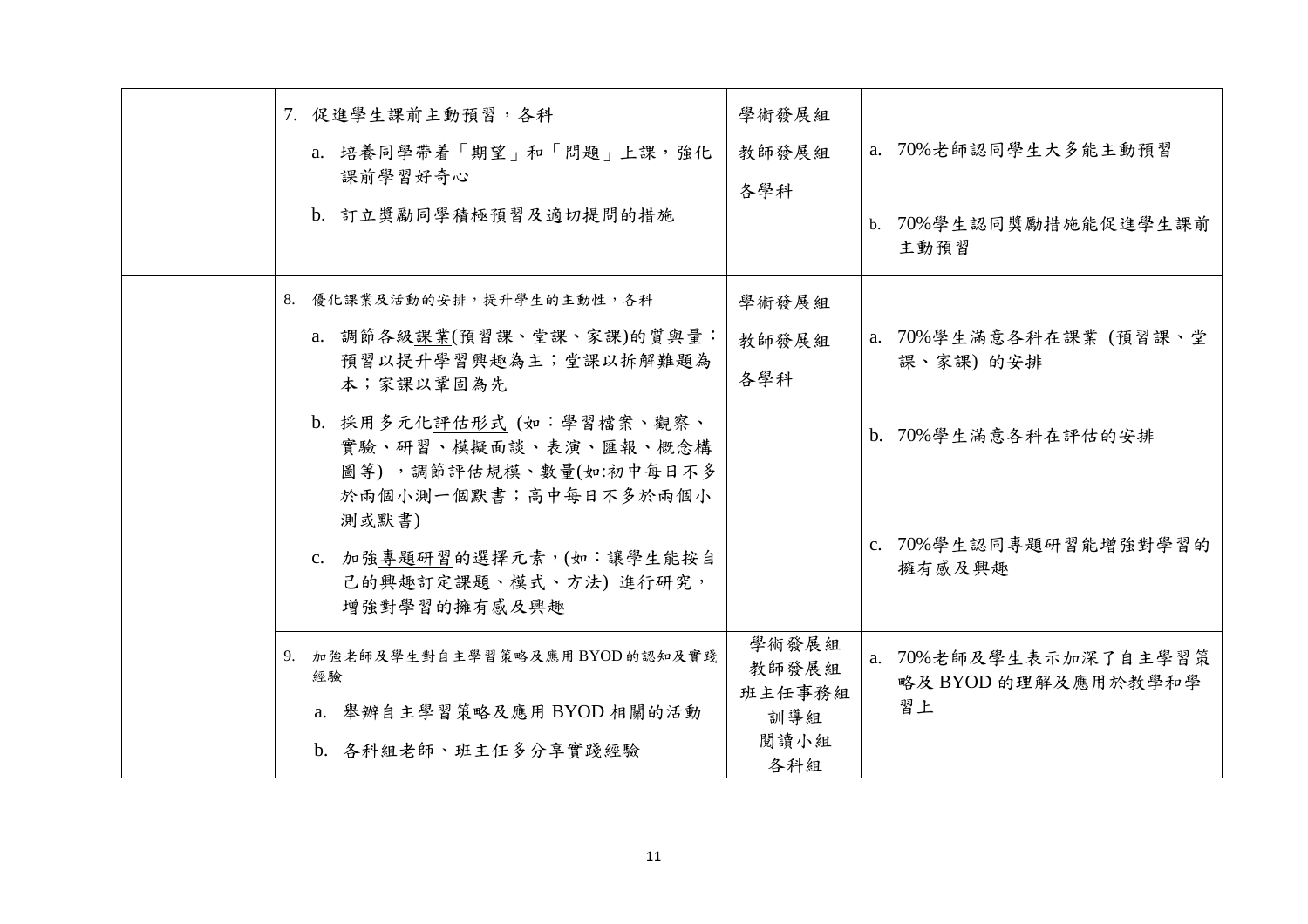| | | | |
|---|---|---|---|
| | 7. 促進學生課前主動預習，各科<br>a. 培養同學帶着「期望」和「問題」上課，強化課前學習好奇心<br>b. 訂立獎勵同學積極預習及適切提問的措施 | 學術發展組<br>教師發展組<br>各學科 | a. 70%老師認同學生大多能主動預習<br>b. 70%學生認同獎勵措施能促進學生課前主動預習 |
| | 8. 優化課業及活動的安排，提升學生的主動性，各科<br>a. 調節各級課業(預習課、堂課、家課)的質與量：預習以提升學習興趣為主；堂課以拆解難題為本；家課以鞏固為先<br>b. 採用多元化評估形式 (如：學習檔案、觀察、實驗、研習、模擬面談、表演、匯報、概念構圖等) ，調節評估規模、數量(如:初中每日不多於兩個小測一個默書；高中每日不多於兩個小測或默書)<br>c. 加強專題研習的選擇元素，(如：讓學生能按自己的興趣訂定課題、模式、方法) 進行研究，增強對學習的擁有感及興趣 | 學術發展組<br>教師發展組<br>各學科 | a. 70%學生滿意各科在課業 (預習課、堂課、家課) 的安排<br>b. 70%學生滿意各科在評估的安排<br>c. 70%學生認同專題研習能增強對學習的擁有感及興趣 |
| | 9. 加強老師及學生對自主學習策略及應用 BYOD 的認知及實踐經驗<br>a. 舉辦自主學習策略及應用 BYOD 相關的活動<br>b. 各科組老師、班主任多分享實踐經驗 | 學術發展組<br>教師發展組<br>班主任事務組<br>訓導組<br>閱讀小組<br>各科組 | a. 70%老師及學生表示加深了自主學習策略及 BYOD 的理解及應用於教學和學習上 |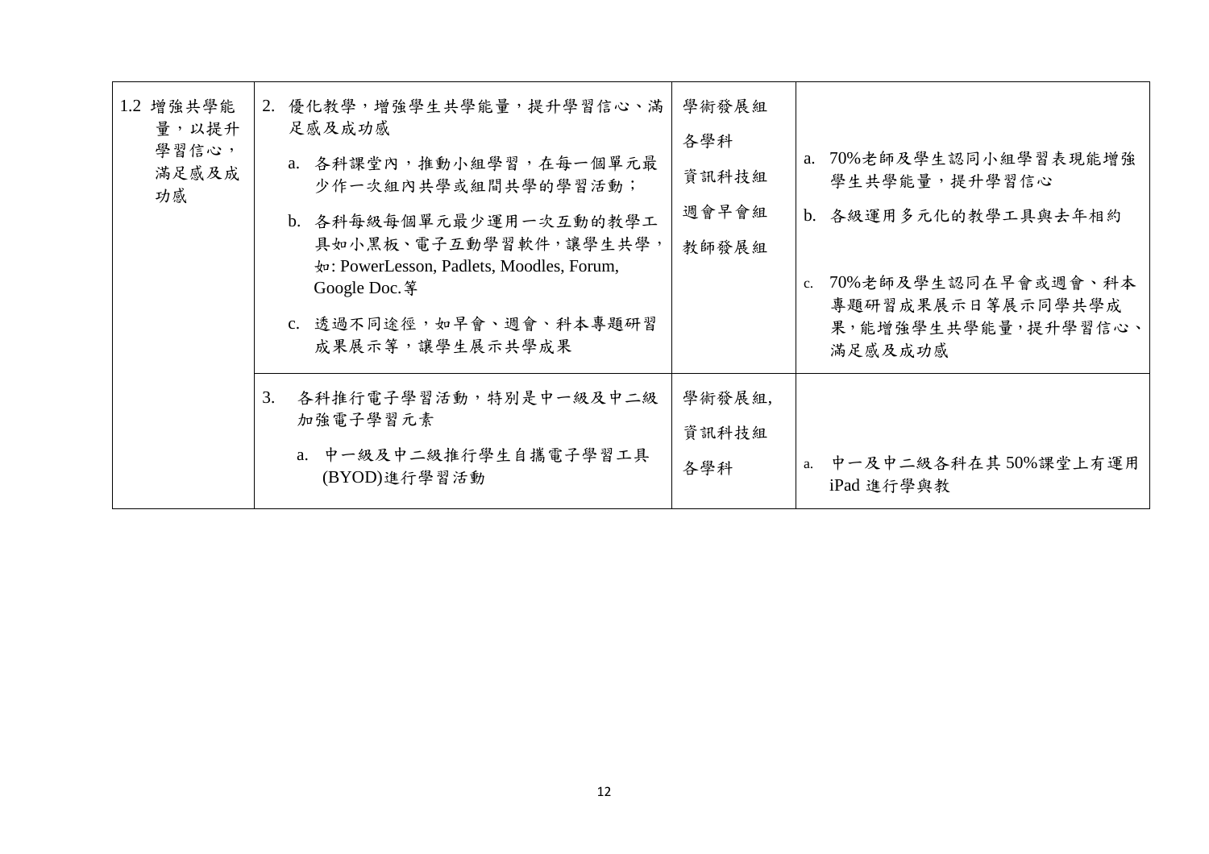| | | | |
|---|---|---|---|
| 1.2 增強共學能量，以提升學習信心，滿足感及成功感 | 2. 優化教學，增強學生共學能量，提升學習信心、滿足感及成功感<br>a. 各科課堂內，推動小組學習，在每一個單元最少作一次組內共學或組間共學的學習活動；<br>b. 各科每級每個單元最少運用一次互動的教學工具如小黑板、電子互動學習軟件，讓學生共學，如: PowerLesson, Padlets, Moodles, Forum, Google Doc.等<br>c. 透過不同途徑，如早會、週會、科本專題研習成果展示等，讓學生展示共學成果 | 學術發展組<br>各學科<br>資訊科技組<br>週會早會組<br>教師發展組 | a. 70%老師及學生認同小組學習表現能增強學生共學能量，提升學習信心<br>b. 各級運用多元化的教學工具與去年相約<br>c. 70%老師及學生認同在早會或週會、科本專題研習成果展示日等展示同學共學成果，能增強學生共學能量，提升學習信心、滿足感及成功感 |
| | 3. 各科推行電子學習活動，特別是中一級及中二級加強電子學習元素<br>a. 中一級及中二級推行學生自攜電子學習工具(BYOD)進行學習活動 | 學術發展組,<br>資訊科技組<br>各學科 | a. 中一及中二級各科在其 50%課堂上有運用 iPad 進行學與教 |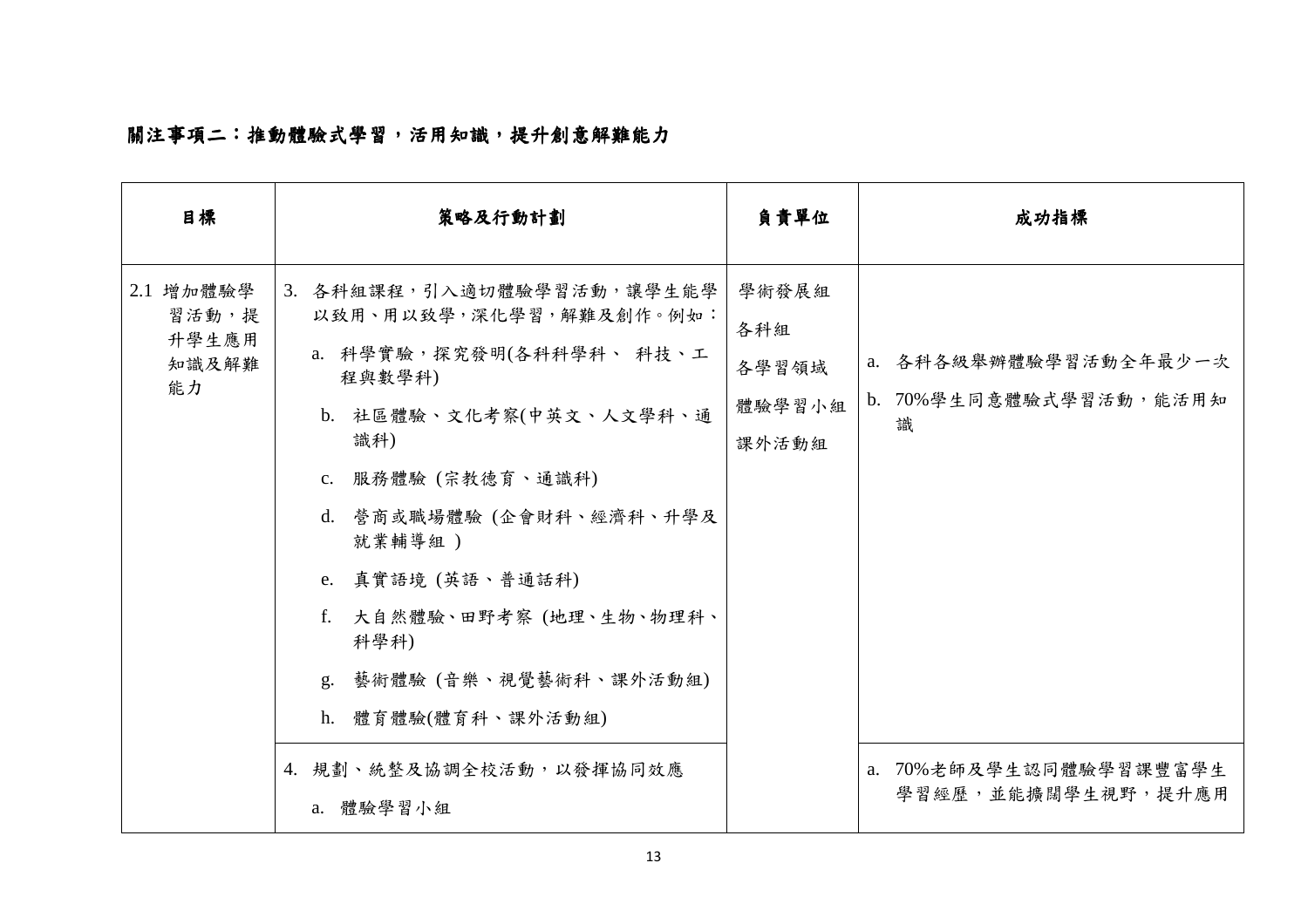**關注事項二：推動體驗式學習，活用知識，提升創意解難能力**

| 目標 | 策略及行動計劃 | 負責單位 | 成功指標 |
|---|---|---|---|
| 2.1 增加體驗學習活動，提升學生應用知識及解難能力 | 3. 各科組課程，引入適切體驗學習活動，讓學生能學以致用、用以致學，深化學習，解難及創作。例如：<br>a. 科學實驗，探究發明(各科科學科、 科技、工程與數學科)<br>b. 社區體驗、文化考察(中英文、人文學科、通識科)<br>c. 服務體驗 (宗教德育、通識科)<br>d. 營商或職場體驗 (企會財科、經濟科、升學及就業輔導組 )<br>e. 真實語境 (英語、普通話科)<br>f. 大自然體驗、田野考察 (地理、生物、物理科、科學科)<br>g. 藝術體驗 (音樂、視覺藝術科、課外活動組)<br>h. 體育體驗(體育科、課外活動組) | 學術發展組<br>各科組<br>各學習領域<br>體驗學習小組<br>課外活動組 | a. 各科各級舉辦體驗學習活動全年最少一次<br>b. 70%學生同意體驗式學習活動，能活用知識 |
| | 4. 規劃、統整及協調全校活動，以發揮協同效應<br>a. 體驗學習小組 | | a. 70%老師及學生認同體驗學習課豐富學生學習經歷，並能擴闊學生視野，提升應用 |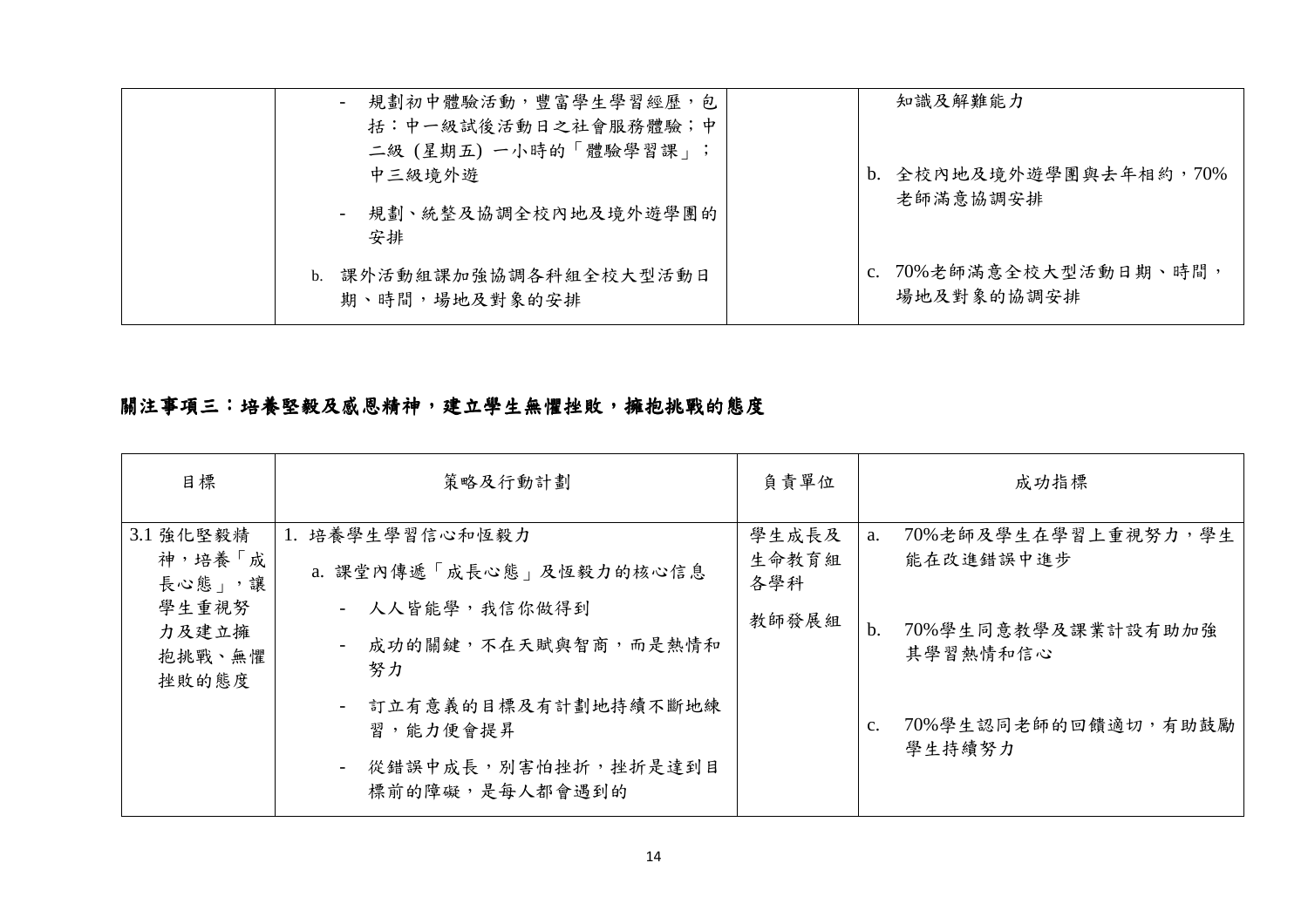| | | | |
|---|---|---|---|
| | - 規劃初中體驗活動，豐富學生學習經歷，包括：中一級試後活動日之社會服務體驗；中二級 (星期五) 一小時的「體驗學習課」；中三級境外遊<br>- 規劃、統整及協調全校內地及境外遊學團的安排<br>b. 課外活動組課加強協調各科組全校大型活動日期、時間，場地及對象的安排 | | 知識及解難能力<br>b. 全校內地及境外遊學團與去年相約，70%老師滿意協調安排<br>c. 70%老師滿意全校大型活動日期、時間，場地及對象的協調安排 |

**關注事項三：培養堅毅及感恩精神，建立學生無懼挫敗，擁抱挑戰的態度**

| 目標 | 策略及行動計劃 | 負責單位 | 成功指標 |
|---|---|---|---|
| 3.1 強化堅毅精神，培養「成長心態」，讓學生重視努力及建立擁抱挑戰、無懼挫敗的態度 | 1. 培養學生學習信心和恆毅力<br>a. 課堂內傳遞「成長心態」及恆毅力的核心信息<br>- 人人皆能學，我信你做得到<br>- 成功的關鍵，不在天賦與智商，而是熱情和努力<br>- 訂立有意義的目標及有計劃地持續不斷地練習，能力便會提昇<br>- 從錯誤中成長，別害怕挫折，挫折是達到目標前的障礙，是每人都會遇到的 | 學生成長及生命教育組<br>各學科<br>教師發展組 | a. 70%老師及學生在學習上重視努力，學生能在改進錯誤中進步<br>b. 70%學生同意教學及課業計設有助加強其學習熱情和信心<br>c. 70%學生認同老師的回饋適切，有助鼓勵學生持續努力 |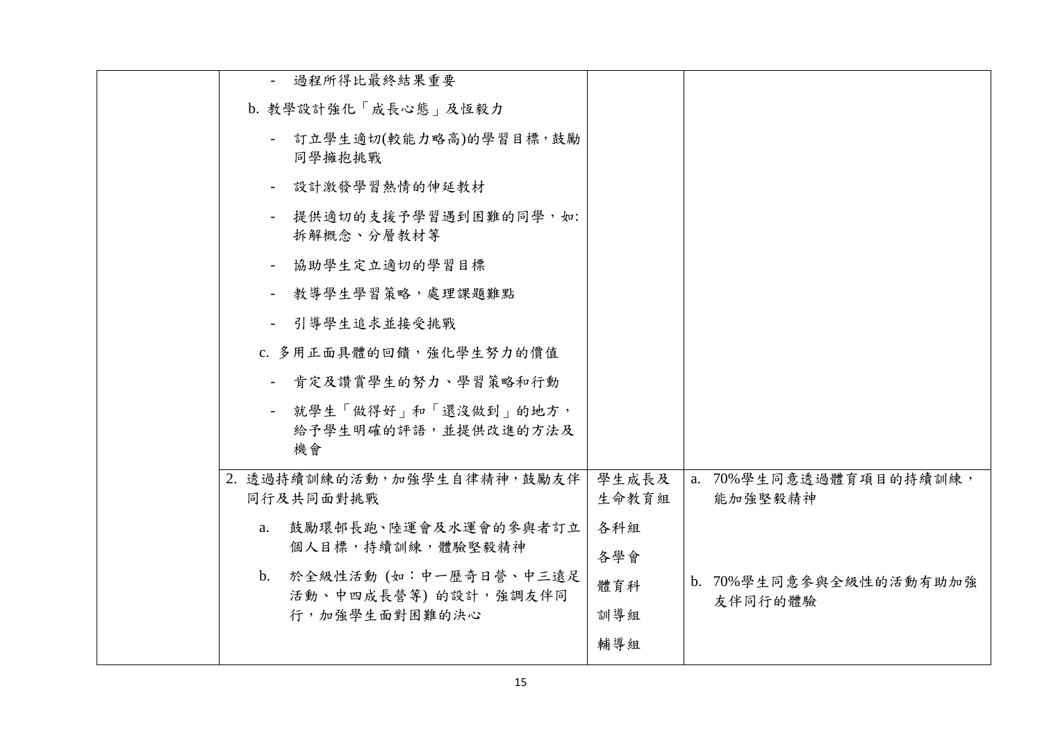|  |  |  |  |
|---|---|---|---|
|  | - 過程所得比最終結果重要<br>b. 教學設計強化「成長心態」及恆毅力<br>- 訂立學生適切(較能力略高)的學習目標，鼓勵同學擁抱挑戰<br>- 設計激發學習熱情的伸延教材<br>- 提供適切的支援予學習遇到困難的同學，如: 拆解概念、分層教材等<br>- 協助學生定立適切的學習目標<br>- 教導學生學習策略，處理課題難點<br>- 引導學生追求並接受挑戰<br>c. 多用正面具體的回饋，強化學生努力的價值<br>- 肯定及讚賞學生的努力、學習策略和行動<br>- 就學生「做得好」和「還沒做到」的地方，給予學生明確的評語，並提供改進的方法及機會 |  |  |
|  | 2. 透過持續訓練的活動，加強學生自律精神，鼓勵友伴同行及共同面對挑戰<br>a. 鼓勵環邨長跑、陸運會及水運會的參與者訂立個人目標，持續訓練，體驗堅毅精神<br>b. 於全級性活動 (如：中一歷奇日營、中三遠足活動、中四成長營等) 的設計，強調友伴同行，加強學生面對困難的決心 | 學生成長及生命教育組<br>各科組<br>各學會<br>體育科<br>訓導組<br>輔導組 | a. 70%學生同意透過體育項目的持續訓練，能加強堅毅精神<br>b. 70%學生同意參與全級性的活動有助加強友伴同行的體驗 |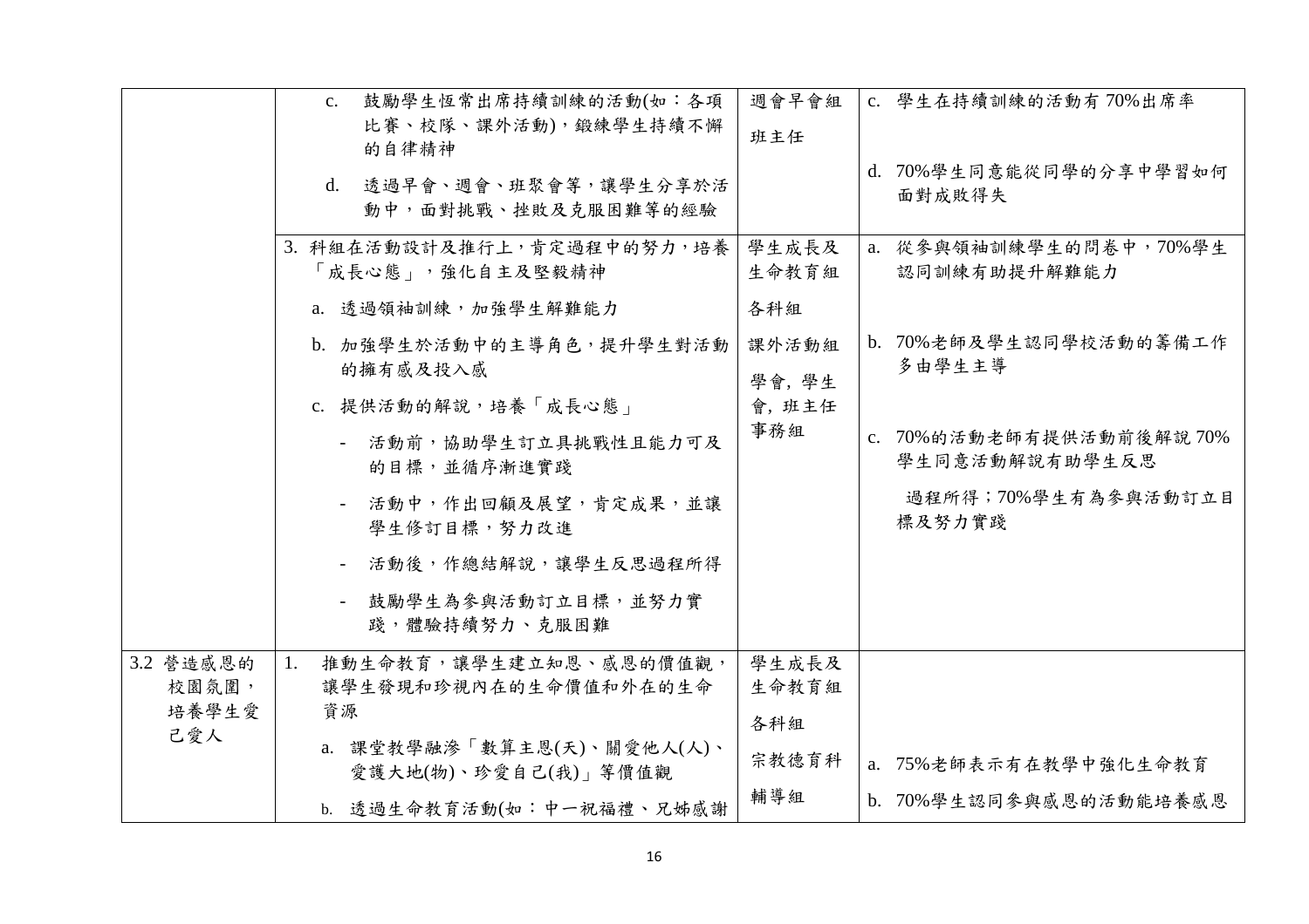| | | | |
|---|---|---|---|
| | c. 鼓勵學生恆常出席持續訓練的活動(如：各項比賽、校隊、課外活動)，鍛練學生持續不懈的自律精神<br>d. 透過早會、週會、班聚會等，讓學生分享於活動中，面對挑戰、挫敗及克服困難等的經驗 | 週會早會組<br>班主任 | c. 學生在持續訓練的活動有 70%出席率<br>d. 70%學生同意能從同學的分享中學習如何面對成敗得失 |
| | 3. 科組在活動設計及推行上，肯定過程中的努力，培養「成長心態」，強化自主及堅毅精神<br>a. 透過領袖訓練，加強學生解難能力<br>b. 加強學生於活動中的主導角色，提升學生對活動的擁有感及投入感<br>c. 提供活動的解說，培養「成長心態」<br>- 活動前，協助學生訂立具挑戰性且能力可及的目標，並循序漸進實踐<br>- 活動中，作出回顧及展望，肯定成果，並讓學生修訂目標，努力改進<br>- 活動後，作總結解說，讓學生反思過程所得<br>- 鼓勵學生為參與活動訂立目標，並努力實踐，體驗持續努力、克服困難 | 學生成長及生命教育組<br>各科組<br>課外活動組<br>學會, 學生會, 班主任<br>事務組 | a. 從參與領袖訓練學生的問卷中，70%學生認同訓練有助提升解難能力<br>b. 70%老師及學生認同學校活動的籌備工作多由學生主導<br>c. 70%的活動老師有提供活動前後解說 70%學生同意活動解說有助學生反思過程所得；70%學生有為參與活動訂立目標及努力實踐 |
| 3.2 營造感恩的校園氛圍，培養學生愛己愛人 | 1. 推動生命教育，讓學生建立知恩、感恩的價值觀，讓學生發現和珍視內在的生命價值和外在的生命資源<br>a. 課堂教學融滲「數算主恩(天)、關愛他人(人)、愛護大地(物)、珍愛自己(我)」等價值觀<br>b. 透過生命教育活動(如：中一祝福禮、兄姊感謝 | 學生成長及生命教育組<br>各科組<br>宗教德育科<br>輔導組 | a. 75%老師表示有在教學中強化生命教育<br>b. 70%學生認同參與感恩的活動能培養感恩 |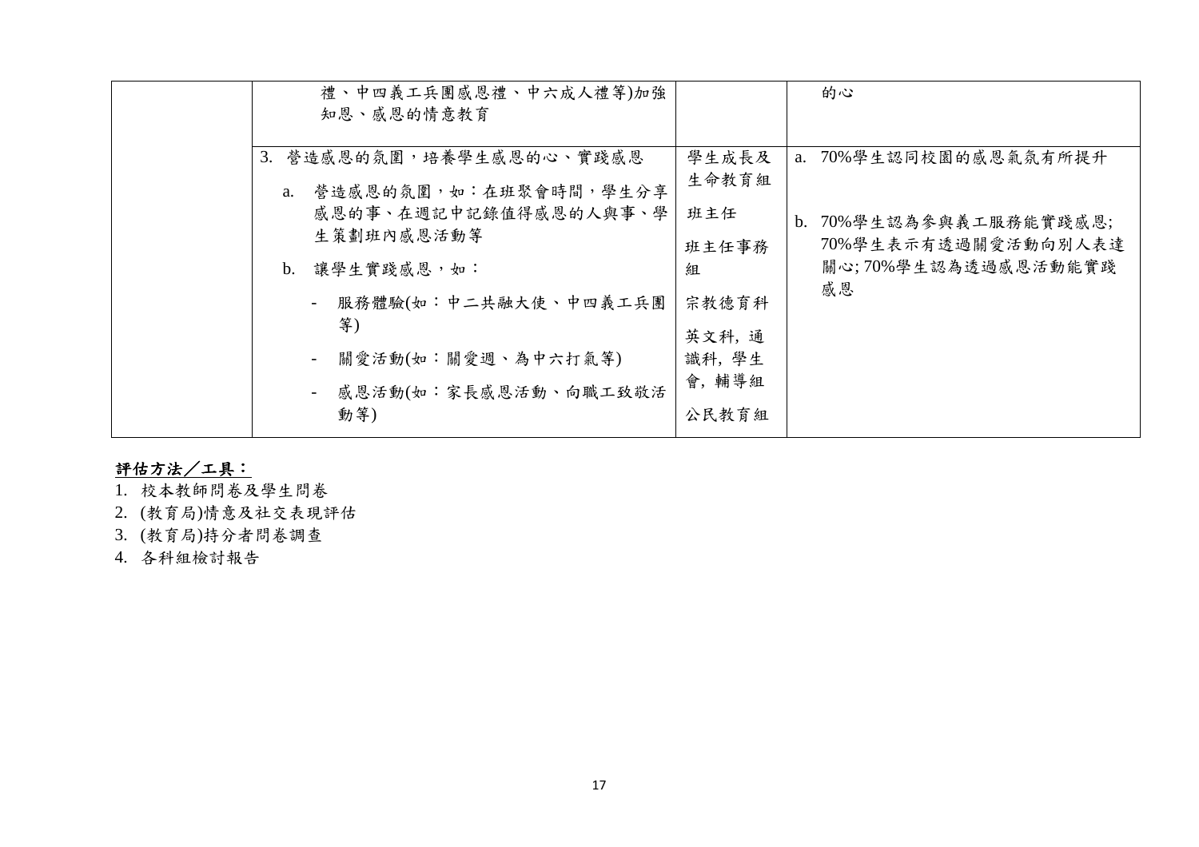| | | | |
|---|---|---|---|
| | 禮、中四義工兵團感恩禮、中六成人禮等)加強知恩、感恩的情意教育 | | 的心 |
| | 3. 營造感恩的氛圍，培養學生感恩的心、實踐感恩<br>a. 營造感恩的氛圍，如：在班聚會時間，學生分享感恩的事、在週記中記錄值得感恩的人與事、學生策劃班內感恩活動等<br>b. 讓學生實踐感恩，如：<br>- 服務體驗(如：中二共融大使、中四義工兵團等)<br>- 關愛活動(如：關愛週、為中六打氣等)<br>- 感恩活動(如：家長感恩活動、向職工致敬活動等) | 學生成長及生命教育組<br>班主任<br>班主任事務組<br>宗教德育科<br>英文科, 通識科, 學生會, 輔導組<br>公民教育組 | a. 70%學生認同校園的感恩氣氛有所提升<br>b. 70%學生認為參與義工服務能實踐感恩; 70%學生表示有透過關愛活動向別人表達關心; 70%學生認為透過感恩活動能實踐感恩 |

**評估方法／工具：**

1. 校本教師問卷及學生問卷
2. (教育局)情意及社交表現評估
3. (教育局)持分者問卷調查
4. 各科組檢討報告